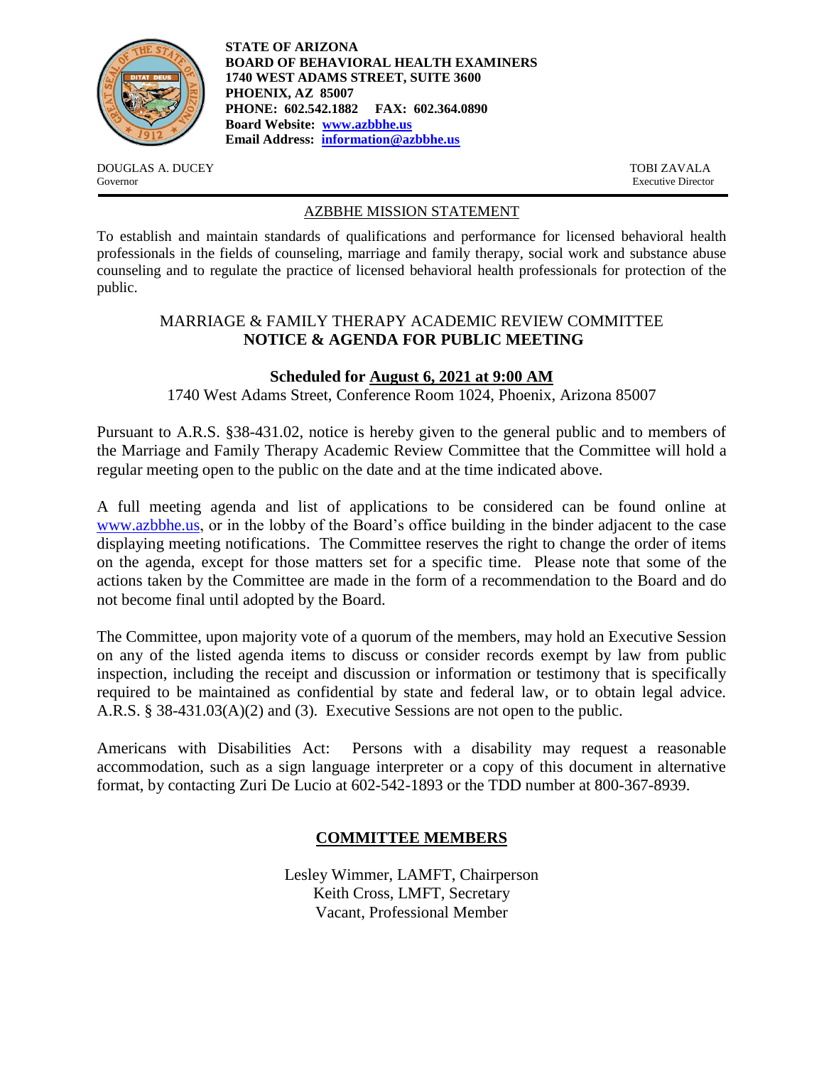**STATE OF ARIZONA**
**BOARD OF BEHAVIORAL HEALTH EXAMINERS**
**1740 WEST ADAMS STREET, SUITE 3600**
**PHOENIX, AZ 85007**
**PHONE: 602.542.1882 FAX: 602.364.0890**
**Board Website: [www.azbbhe.us](http://www.azbbhe.us)**
**Email Address: [information@azbbhe.us](mailto:information@azbbhe.us)**

DOUGLAS A. DUCEY
Governor

TOBI ZAVALA
Executive Director

AZBBHE MISSION STATEMENT

To establish and maintain standards of qualifications and performance for licensed behavioral health professionals in the fields of counseling, marriage and family therapy, social work and substance abuse counseling and to regulate the practice of licensed behavioral health professionals for protection of the public.

MARRIAGE & FAMILY THERAPY ACADEMIC REVIEW COMMITTEE
**NOTICE & AGENDA FOR PUBLIC MEETING**

**Scheduled for August 6, 2021 at 9:00 AM**
1740 West Adams Street, Conference Room 1024, Phoenix, Arizona 85007

Pursuant to A.R.S. §38-431.02, notice is hereby given to the general public and to members of the Marriage and Family Therapy Academic Review Committee that the Committee will hold a regular meeting open to the public on the date and at the time indicated above.

A full meeting agenda and list of applications to be considered can be found online at [www.azbbhe.us](http://www.azbbhe.us), or in the lobby of the Board's office building in the binder adjacent to the case displaying meeting notifications. The Committee reserves the right to change the order of items on the agenda, except for those matters set for a specific time. Please note that some of the actions taken by the Committee are made in the form of a recommendation to the Board and do not become final until adopted by the Board.

The Committee, upon majority vote of a quorum of the members, may hold an Executive Session on any of the listed agenda items to discuss or consider records exempt by law from public inspection, including the receipt and discussion or information or testimony that is specifically required to be maintained as confidential by state and federal law, or to obtain legal advice. A.R.S. § 38-431.03(A)(2) and (3). Executive Sessions are not open to the public.

Americans with Disabilities Act: Persons with a disability may request a reasonable accommodation, such as a sign language interpreter or a copy of this document in alternative format, by contacting Zuri De Lucio at 602-542-1893 or the TDD number at 800-367-8939.

## COMMITTEE MEMBERS

Lesley Wimmer, LAMFT, Chairperson
Keith Cross, LMFT, Secretary
Vacant, Professional Member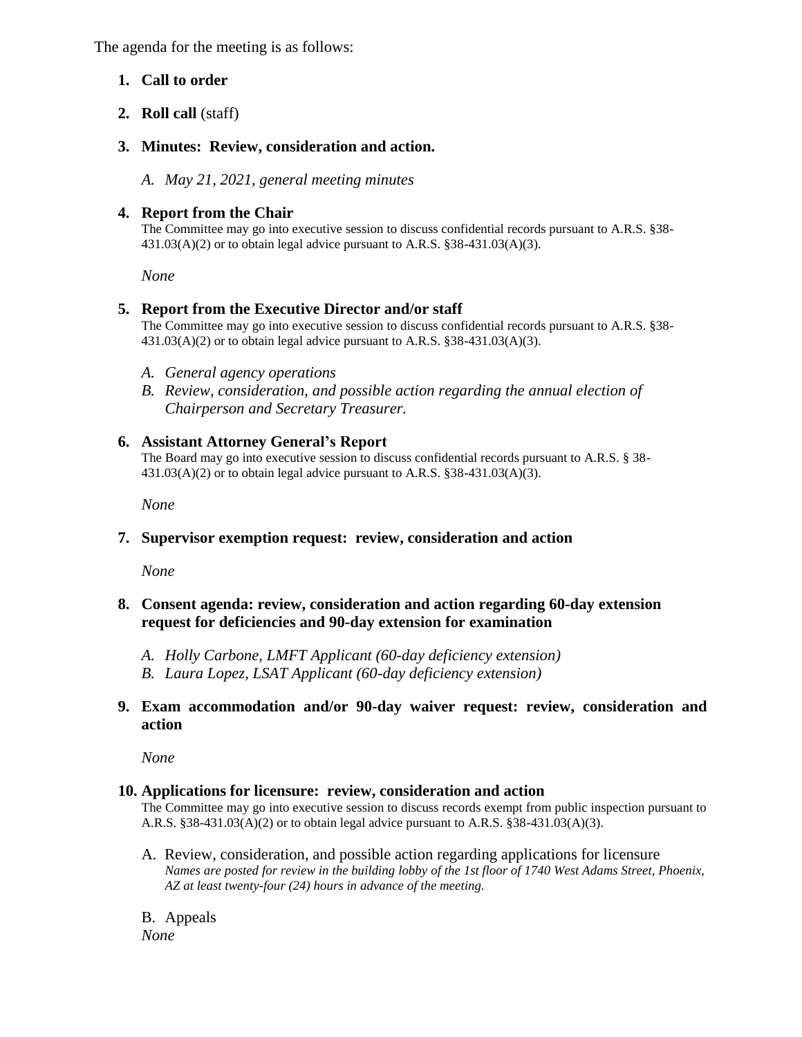The agenda for the meeting is as follows:

1. **Call to order**

2. **Roll call** (staff)

3. **Minutes: Review, consideration and action.**

   *A. May 21, 2021, general meeting minutes*

4. **Report from the Chair**
   The Committee may go into executive session to discuss confidential records pursuant to A.R.S. §38-431.03(A)(2) or to obtain legal advice pursuant to A.R.S. §38-431.03(A)(3).

   *None*

5. **Report from the Executive Director and/or staff**
   The Committee may go into executive session to discuss confidential records pursuant to A.R.S. §38-431.03(A)(2) or to obtain legal advice pursuant to A.R.S. §38-431.03(A)(3).

   *A. General agency operations*
   *B. Review, consideration, and possible action regarding the annual election of Chairperson and Secretary Treasurer.*

6. **Assistant Attorney General's Report**
   The Board may go into executive session to discuss confidential records pursuant to A.R.S. § 38-431.03(A)(2) or to obtain legal advice pursuant to A.R.S. §38-431.03(A)(3).

   *None*

7. **Supervisor exemption request: review, consideration and action**

   *None*

8. **Consent agenda: review, consideration and action regarding 60-day extension request for deficiencies and 90-day extension for examination**

   *A. Holly Carbone, LMFT Applicant (60-day deficiency extension)*
   *B. Laura Lopez, LSAT Applicant (60-day deficiency extension)*

9. **Exam accommodation and/or 90-day waiver request: review, consideration and action**

   *None*

10. **Applications for licensure: review, consideration and action**
    The Committee may go into executive session to discuss records exempt from public inspection pursuant to A.R.S. §38-431.03(A)(2) or to obtain legal advice pursuant to A.R.S. §38-431.03(A)(3).

    A. Review, consideration, and possible action regarding applications for licensure
    *Names are posted for review in the building lobby of the 1st floor of 1740 West Adams Street, Phoenix, AZ at least twenty-four (24) hours in advance of the meeting.*

    B. Appeals
    *None*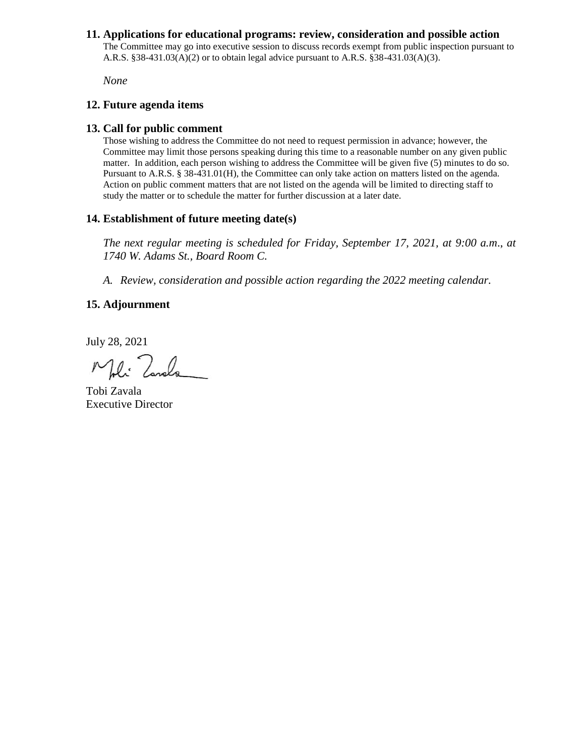**11. Applications for educational programs: review, consideration and possible action**

The Committee may go into executive session to discuss records exempt from public inspection pursuant to A.R.S. §38-431.03(A)(2) or to obtain legal advice pursuant to A.R.S. §38-431.03(A)(3).

*None*

**12. Future agenda items**

**13. Call for public comment**

Those wishing to address the Committee do not need to request permission in advance; however, the Committee may limit those persons speaking during this time to a reasonable number on any given public matter. In addition, each person wishing to address the Committee will be given five (5) minutes to do so. Pursuant to A.R.S. § 38-431.01(H), the Committee can only take action on matters listed on the agenda. Action on public comment matters that are not listed on the agenda will be limited to directing staff to study the matter or to schedule the matter for further discussion at a later date.

**14. Establishment of future meeting date(s)**

*The next regular meeting is scheduled for Friday, September 17, 2021, at 9:00 a.m., at 1740 W. Adams St., Board Room C.*

*A. Review, consideration and possible action regarding the 2022 meeting calendar.*

**15. Adjournment**

July 28, 2021

Tobi Zavala
Executive Director